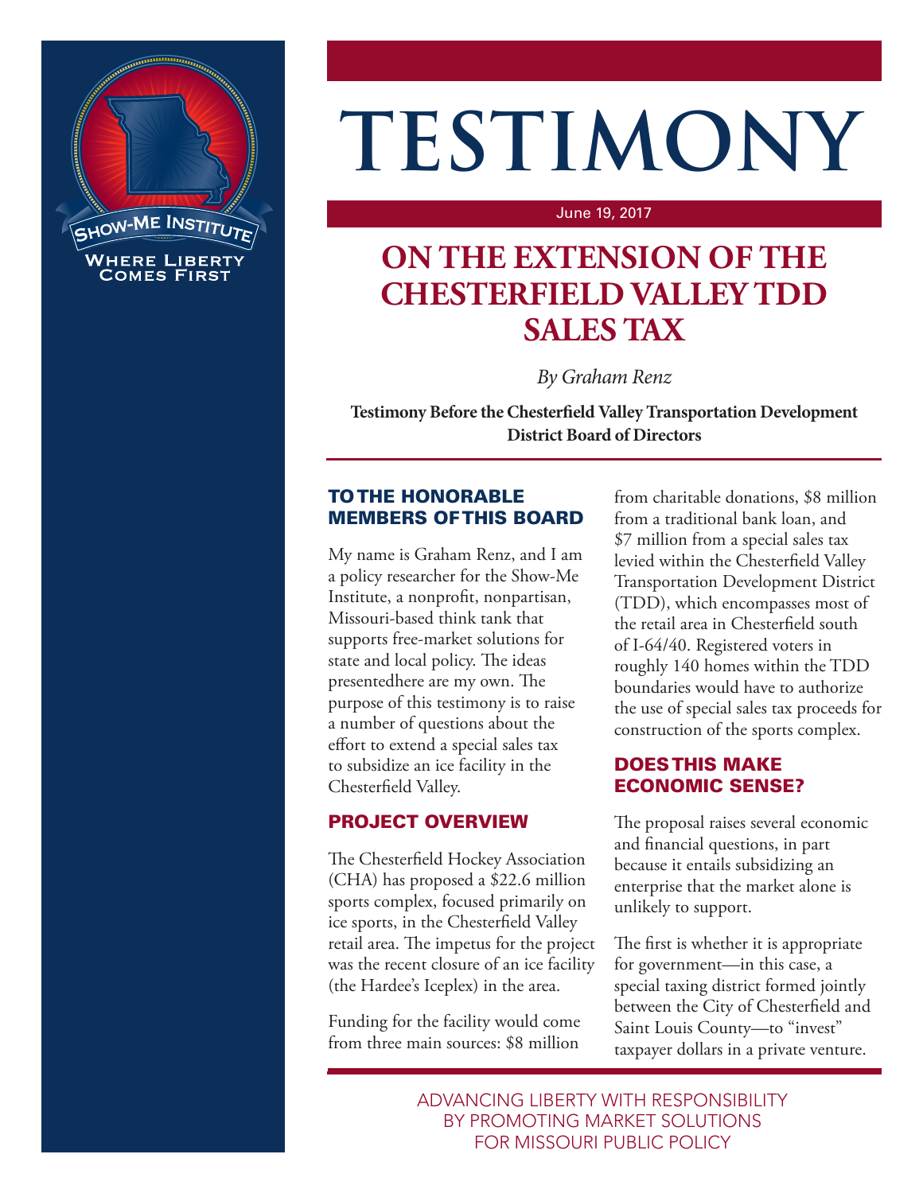# TESTIMONY

June 19, 2017

## ON THE EXTENSION OF THE CHESTERFIELD VALLEY TDD SALES TAX

*By Graham Renz*

**Testimony Before the Chesterfield Valley Transportation Development District Board of Directors**

### TO THE HONORABLE MEMBERS OF THIS BOARD

My name is Graham Renz, and I am a policy researcher for the Show-Me Institute, a nonprofit, nonpartisan, Missouri-based think tank that supports free-market solutions for state and local policy. The ideas presentedhere are my own. The purpose of this testimony is to raise a number of questions about the effort to extend a special sales tax to subsidize an ice facility in the Chesterfield Valley.

### PROJECT OVERVIEW

The Chesterfield Hockey Association (CHA) has proposed a $22.6 million sports complex, focused primarily on ice sports, in the Chesterfield Valley retail area. The impetus for the project was the recent closure of an ice facility (the Hardee's Iceplex) in the area.

Funding for the facility would come from three main sources: $8 million from charitable donations, $8 million from a traditional bank loan, and $7 million from a special sales tax levied within the Chesterfield Valley Transportation Development District (TDD), which encompasses most of the retail area in Chesterfield south of I-64/40. Registered voters in roughly 140 homes within the TDD boundaries would have to authorize the use of special sales tax proceeds for construction of the sports complex.

### DOES THIS MAKE ECONOMIC SENSE?

The proposal raises several economic and financial questions, in part because it entails subsidizing an enterprise that the market alone is unlikely to support.

The first is whether it is appropriate for government—in this case, a special taxing district formed jointly between the City of Chesterfield and Saint Louis County—to "invest" taxpayer dollars in a private venture.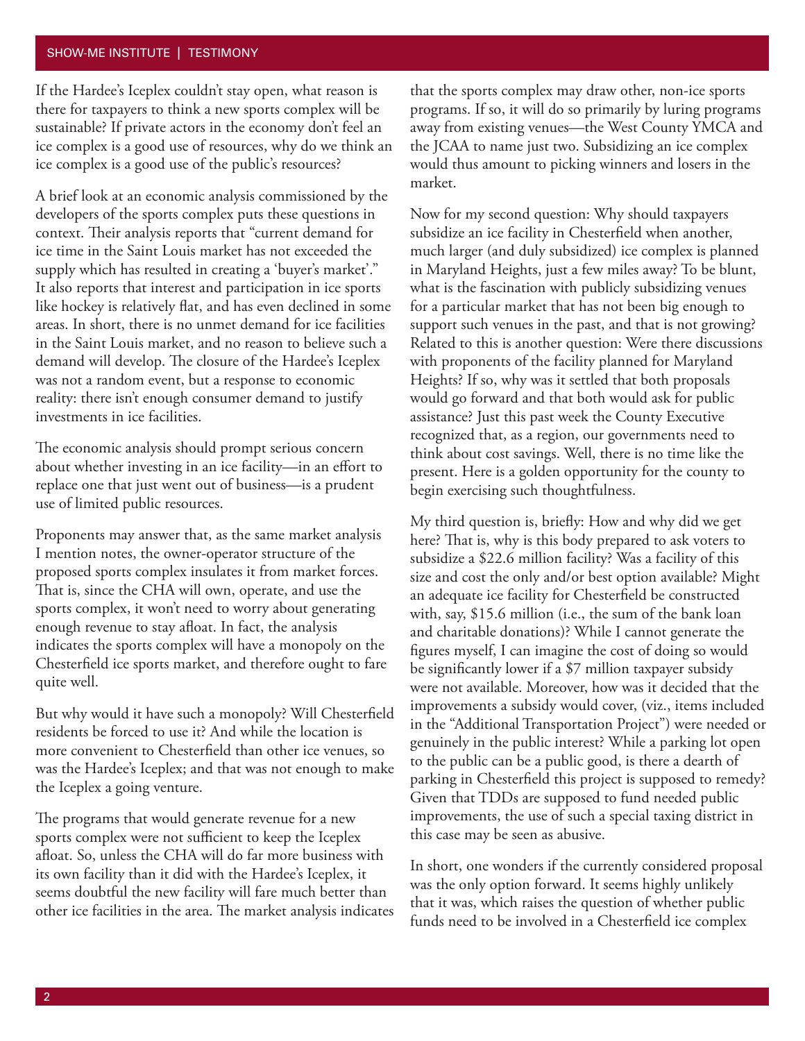If the Hardee's Iceplex couldn't stay open, what reason is there for taxpayers to think a new sports complex will be sustainable? If private actors in the economy don't feel an ice complex is a good use of resources, why do we think an ice complex is a good use of the public's resources?

A brief look at an economic analysis commissioned by the developers of the sports complex puts these questions in context. Their analysis reports that "current demand for ice time in the Saint Louis market has not exceeded the supply which has resulted in creating a 'buyer's market'." It also reports that interest and participation in ice sports like hockey is relatively flat, and has even declined in some areas. In short, there is no unmet demand for ice facilities in the Saint Louis market, and no reason to believe such a demand will develop. The closure of the Hardee's Iceplex was not a random event, but a response to economic reality: there isn't enough consumer demand to justify investments in ice facilities.

The economic analysis should prompt serious concern about whether investing in an ice facility—in an effort to replace one that just went out of business—is a prudent use of limited public resources.

Proponents may answer that, as the same market analysis I mention notes, the owner-operator structure of the proposed sports complex insulates it from market forces. That is, since the CHA will own, operate, and use the sports complex, it won't need to worry about generating enough revenue to stay afloat. In fact, the analysis indicates the sports complex will have a monopoly on the Chesterfield ice sports market, and therefore ought to fare quite well.

But why would it have such a monopoly? Will Chesterfield residents be forced to use it? And while the location is more convenient to Chesterfield than other ice venues, so was the Hardee's Iceplex; and that was not enough to make the Iceplex a going venture.

The programs that would generate revenue for a new sports complex were not sufficient to keep the Iceplex afloat. So, unless the CHA will do far more business with its own facility than it did with the Hardee's Iceplex, it seems doubtful the new facility will fare much better than other ice facilities in the area. The market analysis indicates that the sports complex may draw other, non-ice sports programs. If so, it will do so primarily by luring programs away from existing venues—the West County YMCA and the JCAA to name just two. Subsidizing an ice complex would thus amount to picking winners and losers in the market.

Now for my second question: Why should taxpayers subsidize an ice facility in Chesterfield when another, much larger (and duly subsidized) ice complex is planned in Maryland Heights, just a few miles away? To be blunt, what is the fascination with publicly subsidizing venues for a particular market that has not been big enough to support such venues in the past, and that is not growing? Related to this is another question: Were there discussions with proponents of the facility planned for Maryland Heights? If so, why was it settled that both proposals would go forward and that both would ask for public assistance? Just this past week the County Executive recognized that, as a region, our governments need to think about cost savings. Well, there is no time like the present. Here is a golden opportunity for the county to begin exercising such thoughtfulness.

My third question is, briefly: How and why did we get here? That is, why is this body prepared to ask voters to subsidize a $22.6 million facility? Was a facility of this size and cost the only and/or best option available? Might an adequate ice facility for Chesterfield be constructed with, say, $15.6 million (i.e., the sum of the bank loan and charitable donations)? While I cannot generate the figures myself, I can imagine the cost of doing so would be significantly lower if a $7 million taxpayer subsidy were not available. Moreover, how was it decided that the improvements a subsidy would cover, (viz., items included in the "Additional Transportation Project") were needed or genuinely in the public interest? While a parking lot open to the public can be a public good, is there a dearth of parking in Chesterfield this project is supposed to remedy? Given that TDDs are supposed to fund needed public improvements, the use of such a special taxing district in this case may be seen as abusive.

In short, one wonders if the currently considered proposal was the only option forward. It seems highly unlikely that it was, which raises the question of whether public funds need to be involved in a Chesterfield ice complex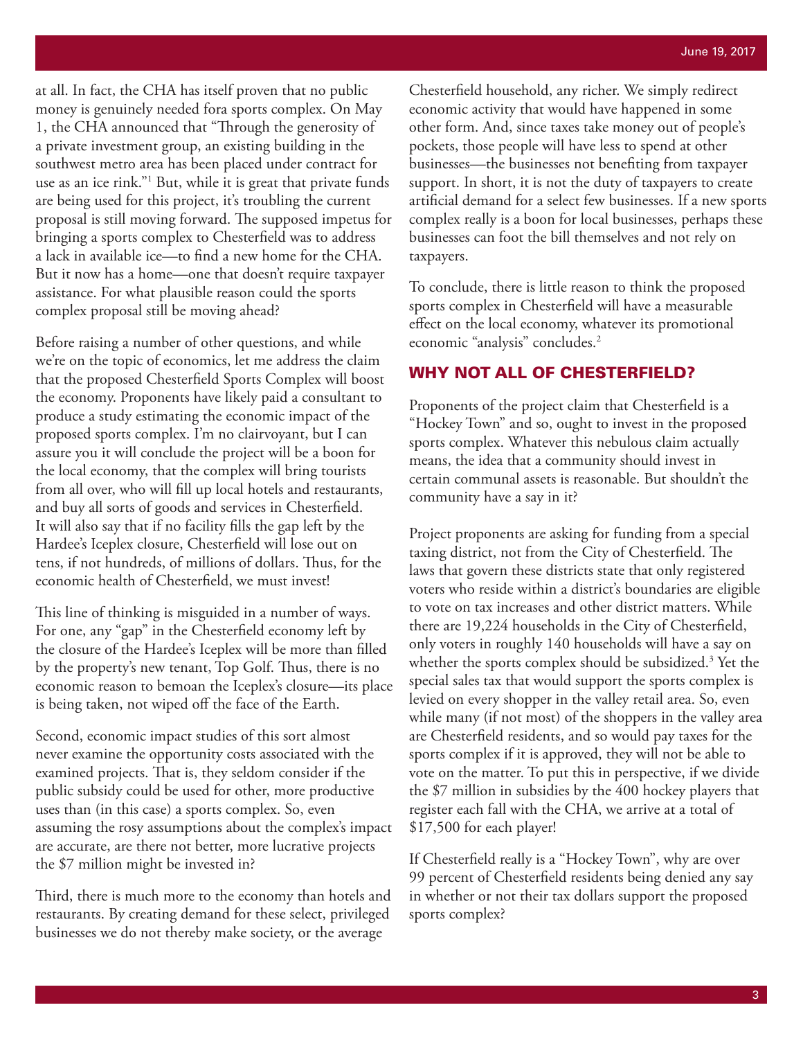at all. In fact, the CHA has itself proven that no public money is genuinely needed fora sports complex. On May 1, the CHA announced that "Through the generosity of a private investment group, an existing building in the southwest metro area has been placed under contract for use as an ice rink."[1] But, while it is great that private funds are being used for this project, it's troubling the current proposal is still moving forward. The supposed impetus for bringing a sports complex to Chesterfield was to address a lack in available ice—to find a new home for the CHA. But it now has a home—one that doesn't require taxpayer assistance. For what plausible reason could the sports complex proposal still be moving ahead?

Before raising a number of other questions, and while we're on the topic of economics, let me address the claim that the proposed Chesterfield Sports Complex will boost the economy. Proponents have likely paid a consultant to produce a study estimating the economic impact of the proposed sports complex. I'm no clairvoyant, but I can assure you it will conclude the project will be a boon for the local economy, that the complex will bring tourists from all over, who will fill up local hotels and restaurants, and buy all sorts of goods and services in Chesterfield. It will also say that if no facility fills the gap left by the Hardee's Iceplex closure, Chesterfield will lose out on tens, if not hundreds, of millions of dollars. Thus, for the economic health of Chesterfield, we must invest!

This line of thinking is misguided in a number of ways. For one, any "gap" in the Chesterfield economy left by the closure of the Hardee's Iceplex will be more than filled by the property's new tenant, Top Golf. Thus, there is no economic reason to bemoan the Iceplex's closure—its place is being taken, not wiped off the face of the Earth.

Second, economic impact studies of this sort almost never examine the opportunity costs associated with the examined projects. That is, they seldom consider if the public subsidy could be used for other, more productive uses than (in this case) a sports complex. So, even assuming the rosy assumptions about the complex's impact are accurate, are there not better, more lucrative projects the $7 million might be invested in?

Third, there is much more to the economy than hotels and restaurants. By creating demand for these select, privileged businesses we do not thereby make society, or the average Chesterfield household, any richer. We simply redirect economic activity that would have happened in some other form. And, since taxes take money out of people's pockets, those people will have less to spend at other businesses—the businesses not benefiting from taxpayer support. In short, it is not the duty of taxpayers to create artificial demand for a select few businesses. If a new sports complex really is a boon for local businesses, perhaps these businesses can foot the bill themselves and not rely on taxpayers.

To conclude, there is little reason to think the proposed sports complex in Chesterfield will have a measurable effect on the local economy, whatever its promotional economic "analysis" concludes.[2]

## WHY NOT ALL OF CHESTERFIELD?

Proponents of the project claim that Chesterfield is a "Hockey Town" and so, ought to invest in the proposed sports complex. Whatever this nebulous claim actually means, the idea that a community should invest in certain communal assets is reasonable. But shouldn't the community have a say in it?

Project proponents are asking for funding from a special taxing district, not from the City of Chesterfield. The laws that govern these districts state that only registered voters who reside within a district's boundaries are eligible to vote on tax increases and other district matters. While there are 19,224 households in the City of Chesterfield, only voters in roughly 140 households will have a say on whether the sports complex should be subsidized.[3] Yet the special sales tax that would support the sports complex is levied on every shopper in the valley retail area. So, even while many (if not most) of the shoppers in the valley area are Chesterfield residents, and so would pay taxes for the sports complex if it is approved, they will not be able to vote on the matter. To put this in perspective, if we divide the $7 million in subsidies by the 400 hockey players that register each fall with the CHA, we arrive at a total of $17,500 for each player!

If Chesterfield really is a "Hockey Town", why are over 99 percent of Chesterfield residents being denied any say in whether or not their tax dollars support the proposed sports complex?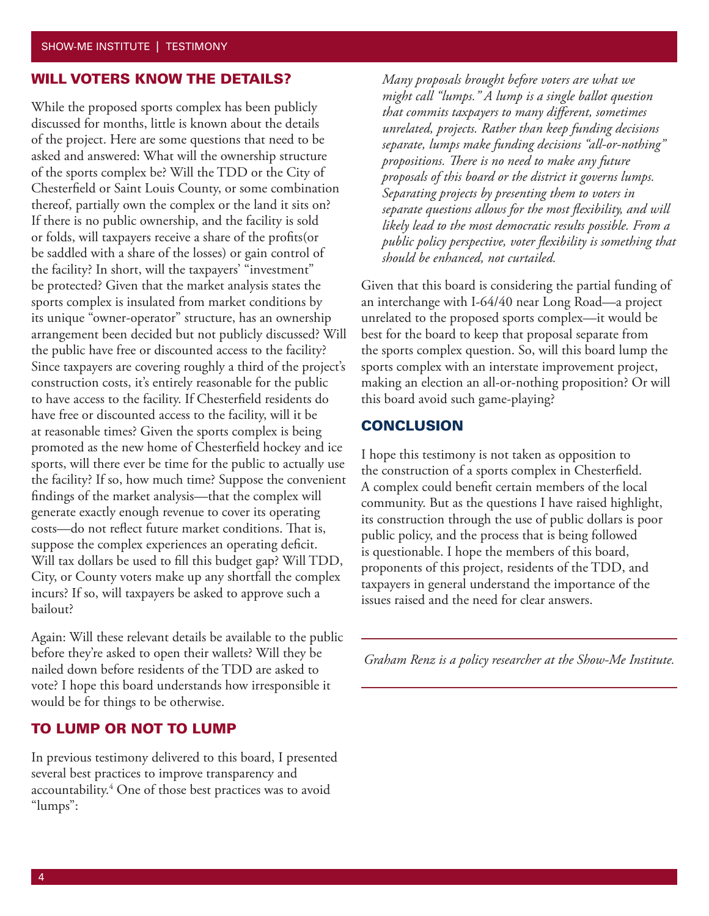## WILL VOTERS KNOW THE DETAILS?

While the proposed sports complex has been publicly discussed for months, little is known about the details of the project. Here are some questions that need to be asked and answered: What will the ownership structure of the sports complex be? Will the TDD or the City of Chesterfield or Saint Louis County, or some combination thereof, partially own the complex or the land it sits on? If there is no public ownership, and the facility is sold or folds, will taxpayers receive a share of the profits(or be saddled with a share of the losses) or gain control of the facility? In short, will the taxpayers' "investment" be protected? Given that the market analysis states the sports complex is insulated from market conditions by its unique "owner-operator" structure, has an ownership arrangement been decided but not publicly discussed? Will the public have free or discounted access to the facility? Since taxpayers are covering roughly a third of the project's construction costs, it's entirely reasonable for the public to have access to the facility. If Chesterfield residents do have free or discounted access to the facility, will it be at reasonable times? Given the sports complex is being promoted as the new home of Chesterfield hockey and ice sports, will there ever be time for the public to actually use the facility? If so, how much time? Suppose the convenient findings of the market analysis—that the complex will generate exactly enough revenue to cover its operating costs—do not reflect future market conditions. That is, suppose the complex experiences an operating deficit. Will tax dollars be used to fill this budget gap? Will TDD, City, or County voters make up any shortfall the complex incurs? If so, will taxpayers be asked to approve such a bailout?

Again: Will these relevant details be available to the public before they're asked to open their wallets? Will they be nailed down before residents of the TDD are asked to vote? I hope this board understands how irresponsible it would be for things to be otherwise.

## TO LUMP OR NOT TO LUMP

In previous testimony delivered to this board, I presented several best practices to improve transparency and accountability.[4] One of those best practices was to avoid "lumps":

> *Many proposals brought before voters are what we might call "lumps." A lump is a single ballot question that commits taxpayers to many different, sometimes unrelated, projects. Rather than keep funding decisions separate, lumps make funding decisions "all-or-nothing" propositions. There is no need to make any future proposals of this board or the district it governs lumps. Separating projects by presenting them to voters in separate questions allows for the most flexibility, and will likely lead to the most democratic results possible. From a public policy perspective, voter flexibility is something that should be enhanced, not curtailed.*

Given that this board is considering the partial funding of an interchange with I-64/40 near Long Road—a project unrelated to the proposed sports complex—it would be best for the board to keep that proposal separate from the sports complex question. So, will this board lump the sports complex with an interstate improvement project, making an election an all-or-nothing proposition? Or will this board avoid such game-playing?

## CONCLUSION

I hope this testimony is not taken as opposition to the construction of a sports complex in Chesterfield. A complex could benefit certain members of the local community. But as the questions I have raised highlight, its construction through the use of public dollars is poor public policy, and the process that is being followed is questionable. I hope the members of this board, proponents of this project, residents of the TDD, and taxpayers in general understand the importance of the issues raised and the need for clear answers.

---

*Graham Renz is a policy researcher at the Show-Me Institute.*

---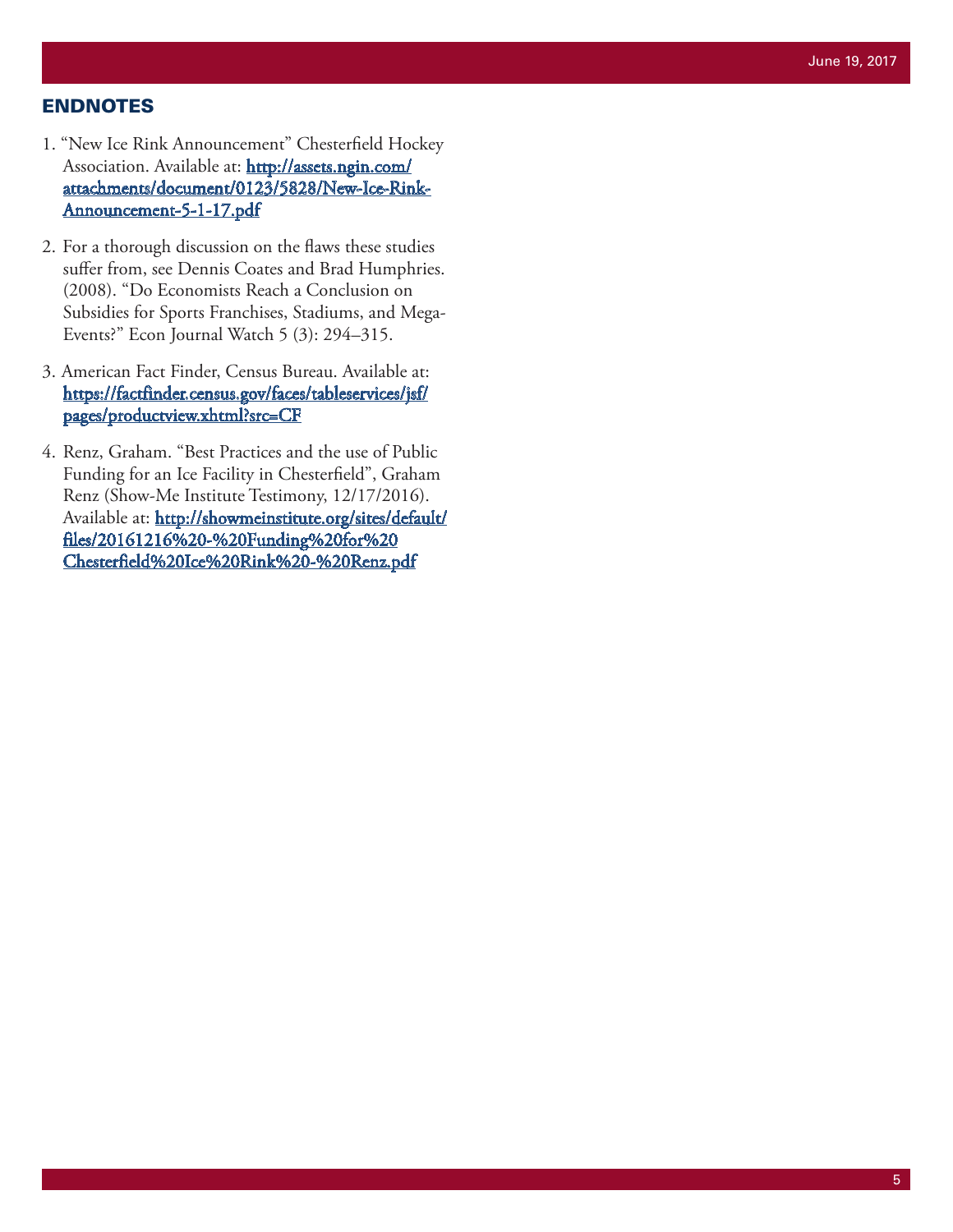## ENDNOTES

1. "New Ice Rink Announcement" Chesterfield Hockey Association. Available at: http://assets.ngin.com/attachments/document/0123/5828/New-Ice-Rink-Announcement-5-1-17.pdf

2. For a thorough discussion on the flaws these studies suffer from, see Dennis Coates and Brad Humphries. (2008). "Do Economists Reach a Conclusion on Subsidies for Sports Franchises, Stadiums, and Mega-Events?" Econ Journal Watch 5 (3): 294–315.

3. American Fact Finder, Census Bureau. Available at: https://factfinder.census.gov/faces/tableservices/jsf/pages/productview.xhtml?src=CF

4. Renz, Graham. "Best Practices and the use of Public Funding for an Ice Facility in Chesterfield", Graham Renz (Show-Me Institute Testimony, 12/17/2016). Available at: http://showmeinstitute.org/sites/default/files/20161216%20-%20Funding%20for%20Chesterfield%20Ice%20Rink%20-%20Renz.pdf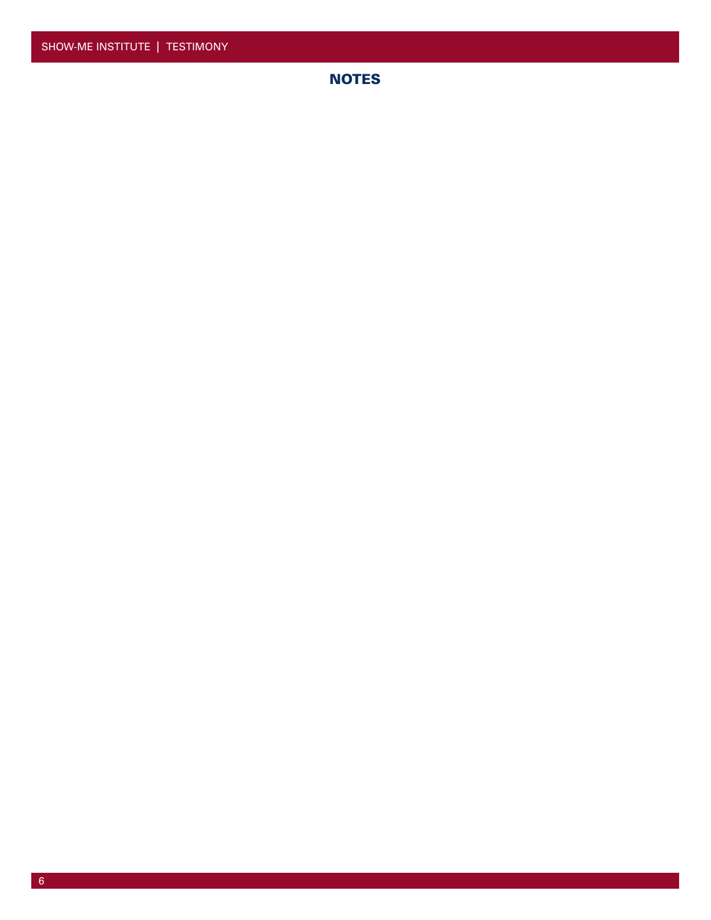## NOTES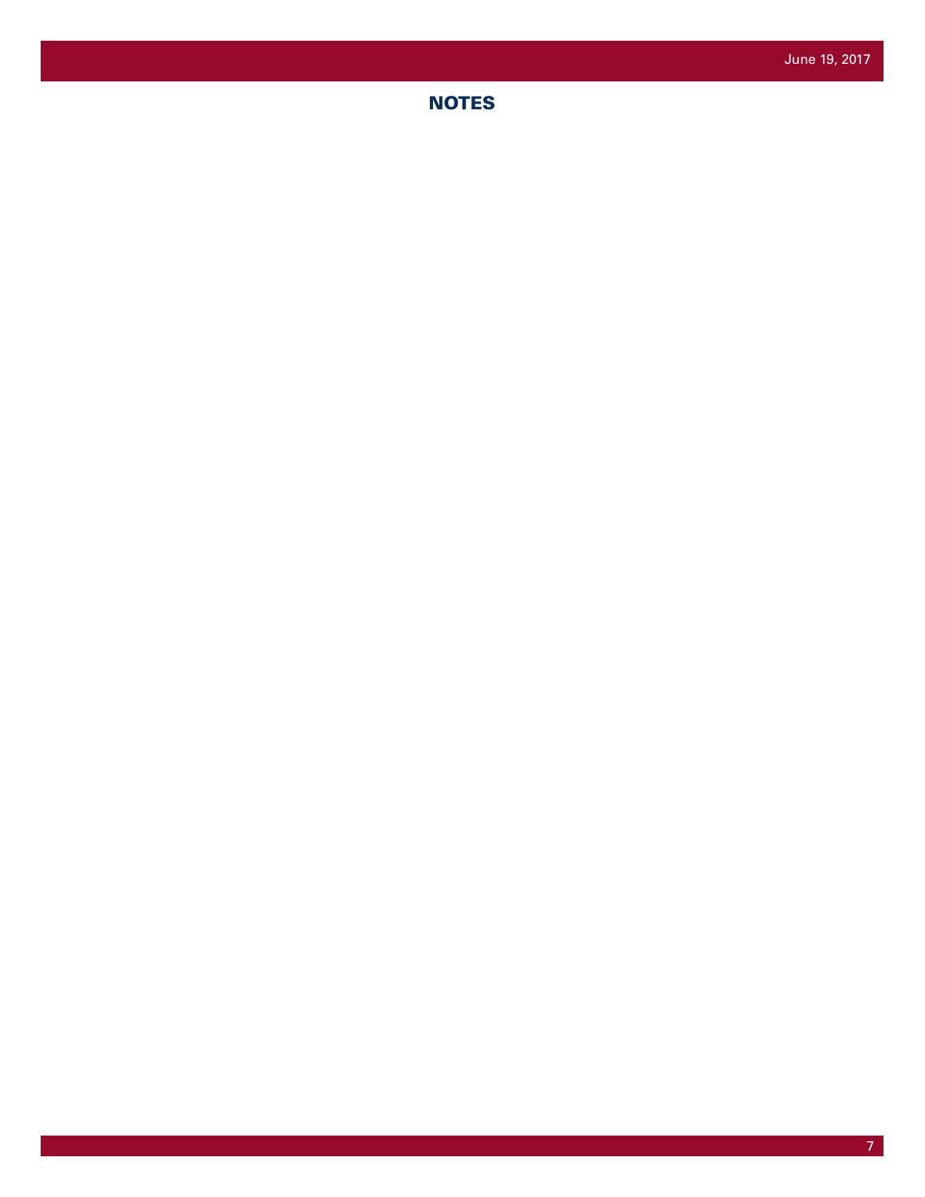## NOTES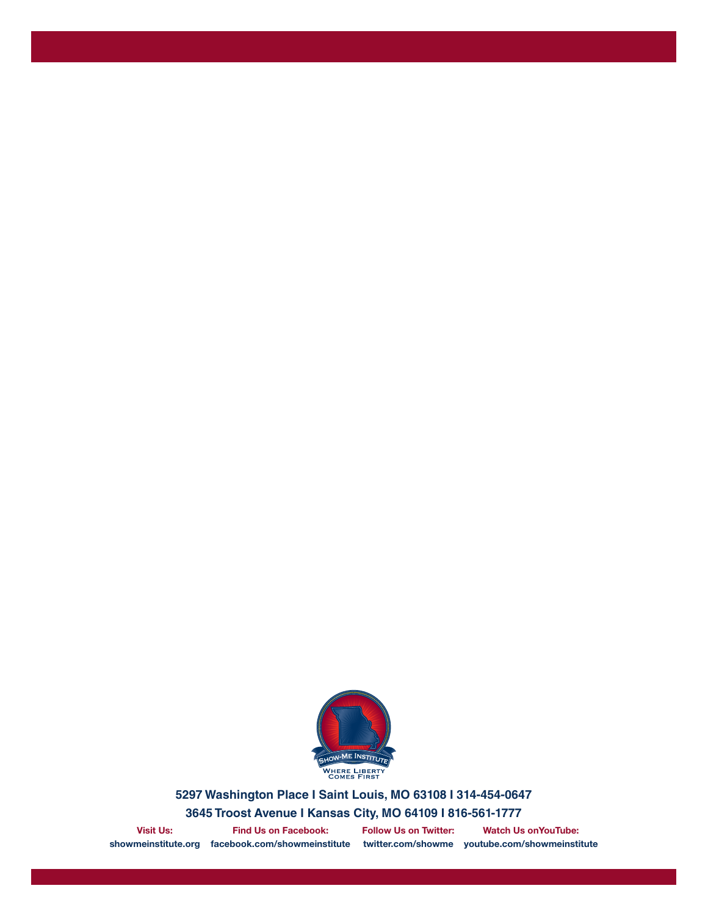5297 Washington Place I Saint Louis, MO 63108 I 314-454-0647

3645 Troost Avenue I Kansas City, MO 64109 I 816-561-1777

| Visit Us: | Find Us on Facebook: | Follow Us on Twitter: | Watch Us onYouTube: |
|---|---|---|---|
| showmeinstitute.org | facebook.com/showmeinstitute | twitter.com/showme | youtube.com/showmeinstitute |